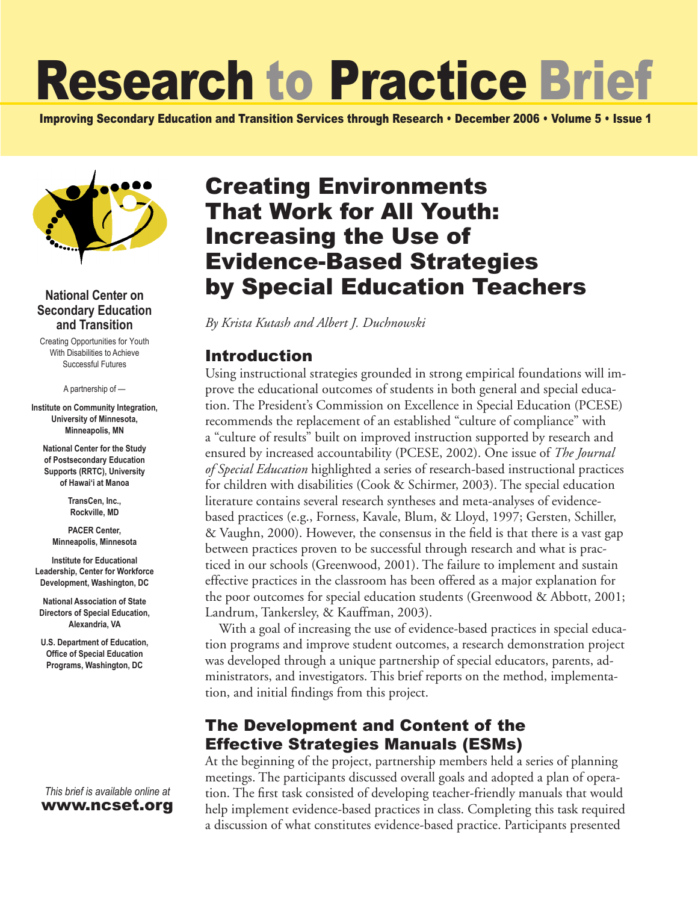# Research to Practice Brief

**Improving Secondary Education and Transition Services through Research • December 2006 • Volume 5 • Issue 1**

**National Center on Secondary Education and Transition**

Creating Opportunities for Youth With Disabilities to Achieve Successful Futures

A partnership of —

**Institute on Community Integration, University of Minnesota, Minneapolis, MN**

**National Center for the Study of Postsecondary Education Supports (RRTC), University of Hawai'i at Manoa**

**TransCen, Inc., Rockville, MD**

**PACER Center, Minneapolis, Minnesota**

**Institute for Educational Leadership, Center for Workforce Development, Washington, DC**

**National Association of State Directors of Special Education, Alexandria, VA**

**U.S. Department of Education, Office of Special Education Programs, Washington, DC**

*This brief is available online at* **www.ncset.org**

## Creating Environments That Work for All Youth: Increasing the Use of Evidence-Based Strategies by Special Education Teachers

*By Krista Kutash and Albert J. Duchnowski*

### Introduction

Using instructional strategies grounded in strong empirical foundations will improve the educational outcomes of students in both general and special education. The President's Commission on Excellence in Special Education (PCESE) recommends the replacement of an established "culture of compliance" with a "culture of results" built on improved instruction supported by research and ensured by increased accountability (PCESE, 2002). One issue of *The Journal of Special Education* highlighted a series of research-based instructional practices for children with disabilities (Cook & Schirmer, 2003). The special education literature contains several research syntheses and meta-analyses of evidence-based practices (e.g., Forness, Kavale, Blum, & Lloyd, 1997; Gersten, Schiller, & Vaughn, 2000). However, the consensus in the field is that there is a vast gap between practices proven to be successful through research and what is practiced in our schools (Greenwood, 2001). The failure to implement and sustain effective practices in the classroom has been offered as a major explanation for the poor outcomes for special education students (Greenwood & Abbott, 2001; Landrum, Tankersley, & Kauffman, 2003).

With a goal of increasing the use of evidence-based practices in special education programs and improve student outcomes, a research demonstration project was developed through a unique partnership of special educators, parents, administrators, and investigators. This brief reports on the method, implementation, and initial findings from this project.

### The Development and Content of the Effective Strategies Manuals (ESMs)

At the beginning of the project, partnership members held a series of planning meetings. The participants discussed overall goals and adopted a plan of operation. The first task consisted of developing teacher-friendly manuals that would help implement evidence-based practices in class. Completing this task required a discussion of what constitutes evidence-based practice. Participants presented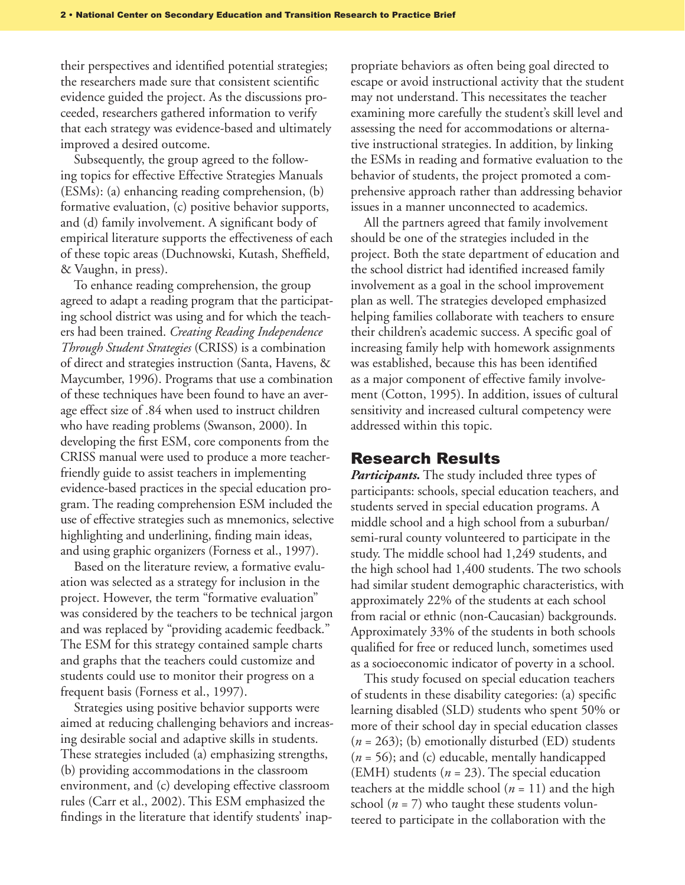their perspectives and identified potential strategies; the researchers made sure that consistent scientific evidence guided the project. As the discussions proceeded, researchers gathered information to verify that each strategy was evidence-based and ultimately improved a desired outcome.

Subsequently, the group agreed to the following topics for effective Effective Strategies Manuals (ESMs): (a) enhancing reading comprehension, (b) formative evaluation, (c) positive behavior supports, and (d) family involvement. A significant body of empirical literature supports the effectiveness of each of these topic areas (Duchnowski, Kutash, Sheffield, & Vaughn, in press).

To enhance reading comprehension, the group agreed to adapt a reading program that the participating school district was using and for which the teachers had been trained. *Creating Reading Independence Through Student Strategies* (CRISS) is a combination of direct and strategies instruction (Santa, Havens, & Maycumber, 1996). Programs that use a combination of these techniques have been found to have an average effect size of .84 when used to instruct children who have reading problems (Swanson, 2000). In developing the first ESM, core components from the CRISS manual were used to produce a more teacher-friendly guide to assist teachers in implementing evidence-based practices in the special education program. The reading comprehension ESM included the use of effective strategies such as mnemonics, selective highlighting and underlining, finding main ideas, and using graphic organizers (Forness et al., 1997).

Based on the literature review, a formative evaluation was selected as a strategy for inclusion in the project. However, the term "formative evaluation" was considered by the teachers to be technical jargon and was replaced by "providing academic feedback." The ESM for this strategy contained sample charts and graphs that the teachers could customize and students could use to monitor their progress on a frequent basis (Forness et al., 1997).

Strategies using positive behavior supports were aimed at reducing challenging behaviors and increasing desirable social and adaptive skills in students. These strategies included (a) emphasizing strengths, (b) providing accommodations in the classroom environment, and (c) developing effective classroom rules (Carr et al., 2002). This ESM emphasized the findings in the literature that identify students' inappropriate behaviors as often being goal directed to escape or avoid instructional activity that the student may not understand. This necessitates the teacher examining more carefully the student's skill level and assessing the need for accommodations or alternative instructional strategies. In addition, by linking the ESMs in reading and formative evaluation to the behavior of students, the project promoted a comprehensive approach rather than addressing behavior issues in a manner unconnected to academics.

All the partners agreed that family involvement should be one of the strategies included in the project. Both the state department of education and the school district had identified increased family involvement as a goal in the school improvement plan as well. The strategies developed emphasized helping families collaborate with teachers to ensure their children's academic success. A specific goal of increasing family help with homework assignments was established, because this has been identified as a major component of effective family involvement (Cotton, 1995). In addition, issues of cultural sensitivity and increased cultural competency were addressed within this topic.

## Research Results

***Participants.*** The study included three types of participants: schools, special education teachers, and students served in special education programs. A middle school and a high school from a suburban/semi-rural county volunteered to participate in the study. The middle school had 1,249 students, and the high school had 1,400 students. The two schools had similar student demographic characteristics, with approximately 22% of the students at each school from racial or ethnic (non-Caucasian) backgrounds. Approximately 33% of the students in both schools qualified for free or reduced lunch, sometimes used as a socioeconomic indicator of poverty in a school.

This study focused on special education teachers of students in these disability categories: (a) specific learning disabled (SLD) students who spent 50% or more of their school day in special education classes ($n$ = 263); (b) emotionally disturbed (ED) students ($n$ = 56); and (c) educable, mentally handicapped (EMH) students ($n$ = 23). The special education teachers at the middle school ($n$ = 11) and the high school ($n$ = 7) who taught these students volunteered to participate in the collaboration with the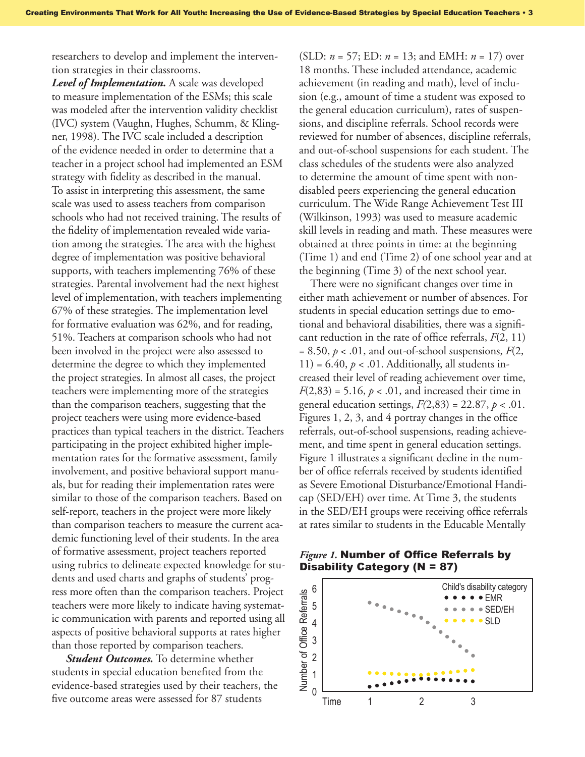researchers to develop and implement the intervention strategies in their classrooms.

***Level of Implementation.*** A scale was developed to measure implementation of the ESMs; this scale was modeled after the intervention validity checklist (IVC) system (Vaughn, Hughes, Schumm, & Klingner, 1998). The IVC scale included a description of the evidence needed in order to determine that a teacher in a project school had implemented an ESM strategy with fidelity as described in the manual. To assist in interpreting this assessment, the same scale was used to assess teachers from comparison schools who had not received training. The results of the fidelity of implementation revealed wide variation among the strategies. The area with the highest degree of implementation was positive behavioral supports, with teachers implementing 76% of these strategies. Parental involvement had the next highest level of implementation, with teachers implementing 67% of these strategies. The implementation level for formative evaluation was 62%, and for reading, 51%. Teachers at comparison schools who had not been involved in the project were also assessed to determine the degree to which they implemented the project strategies. In almost all cases, the project teachers were implementing more of the strategies than the comparison teachers, suggesting that the project teachers were using more evidence-based practices than typical teachers in the district. Teachers participating in the project exhibited higher implementation rates for the formative assessment, family involvement, and positive behavioral support manuals, but for reading their implementation rates were similar to those of the comparison teachers. Based on self-report, teachers in the project were more likely than comparison teachers to measure the current academic functioning level of their students. In the area of formative assessment, project teachers reported using rubrics to delineate expected knowledge for students and used charts and graphs of students' progress more often than the comparison teachers. Project teachers were more likely to indicate having systematic communication with parents and reported using all aspects of positive behavioral supports at rates higher than those reported by comparison teachers.

***Student Outcomes.*** To determine whether students in special education benefited from the evidence-based strategies used by their teachers, the five outcome areas were assessed for 87 students (SLD: $n = 57$; ED: $n = 13$; and EMH: $n = 17$) over 18 months. These included attendance, academic achievement (in reading and math), level of inclusion (e.g., amount of time a student was exposed to the general education curriculum), rates of suspensions, and discipline referrals. School records were reviewed for number of absences, discipline referrals, and out-of-school suspensions for each student. The class schedules of the students were also analyzed to determine the amount of time spent with nondisabled peers experiencing the general education curriculum. The Wide Range Achievement Test III (Wilkinson, 1993) was used to measure academic skill levels in reading and math. These measures were obtained at three points in time: at the beginning (Time 1) and end (Time 2) of one school year and at the beginning (Time 3) of the next school year.

There were no significant changes over time in either math achievement or number of absences. For students in special education settings due to emotional and behavioral disabilities, there was a significant reduction in the rate of office referrals, $F(2, 11) = 8.50$, $p < .01$, and out-of-school suspensions, $F(2, 11) = 6.40$, $p < .01$. Additionally, all students increased their level of reading achievement over time, $F(2,83) = 5.16$, $p < .01$, and increased their time in general education settings, $F(2,83) = 22.87$, $p < .01$. Figures 1, 2, 3, and 4 portray changes in the office referrals, out-of-school suspensions, reading achievement, and time spent in general education settings. Figure 1 illustrates a significant decline in the number of office referrals received by students identified as Severe Emotional Disturbance/Emotional Handicap (SED/EH) over time. At Time 3, the students in the SED/EH groups were receiving office referrals at rates similar to students in the Educable Mentally

*Figure 1.* **Number of Office Referrals by Disability Category (N = 87)**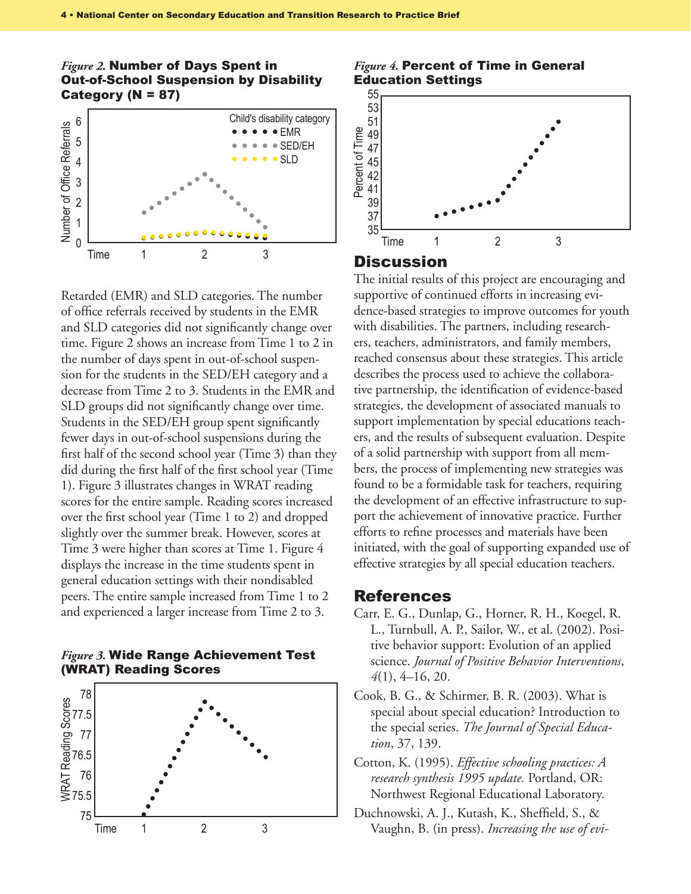*Figure 2.* **Number of Days Spent in Out-of-School Suspension by Disability Category (N = 87)**

Retarded (EMR) and SLD categories. The number of office referrals received by students in the EMR and SLD categories did not significantly change over time. Figure 2 shows an increase from Time 1 to 2 in the number of days spent in out-of-school suspension for the students in the SED/EH category and a decrease from Time 2 to 3. Students in the EMR and SLD groups did not significantly change over time. Students in the SED/EH group spent significantly fewer days in out-of-school suspensions during the first half of the second school year (Time 3) than they did during the first half of the first school year (Time 1). Figure 3 illustrates changes in WRAT reading scores for the entire sample. Reading scores increased over the first school year (Time 1 to 2) and dropped slightly over the summer break. However, scores at Time 3 were higher than scores at Time 1. Figure 4 displays the increase in the time students spent in general education settings with their nondisabled peers. The entire sample increased from Time 1 to 2 and experienced a larger increase from Time 2 to 3.

*Figure 3.* **Wide Range Achievement Test (WRAT) Reading Scores**

*Figure 4.* **Percent of Time in General Education Settings**

## Discussion

The initial results of this project are encouraging and supportive of continued efforts in increasing evidence-based strategies to improve outcomes for youth with disabilities. The partners, including researchers, teachers, administrators, and family members, reached consensus about these strategies. This article describes the process used to achieve the collaborative partnership, the identification of evidence-based strategies, the development of associated manuals to support implementation by special educations teachers, and the results of subsequent evaluation. Despite of a solid partnership with support from all members, the process of implementing new strategies was found to be a formidable task for teachers, requiring the development of an effective infrastructure to support the achievement of innovative practice. Further efforts to refine processes and materials have been initiated, with the goal of supporting expanded use of effective strategies by all special education teachers.

## References

Carr, E. G., Dunlap, G., Horner, R. H., Koegel, R. L., Turnbull, A. P., Sailor, W., et al. (2002). Positive behavior support: Evolution of an applied science. *Journal of Positive Behavior Interventions*, *4*(1), 4–16, 20.

Cook, B. G., & Schirmer, B. R. (2003). What is special about special education? Introduction to the special series. *The Journal of Special Education*, 37, 139.

Cotton, K. (1995). *Effective schooling practices: A research synthesis 1995 update.* Portland, OR: Northwest Regional Educational Laboratory.

Duchnowski, A. J., Kutash, K., Sheffield, S., & Vaughn, B. (in press). *Increasing the use of evi-*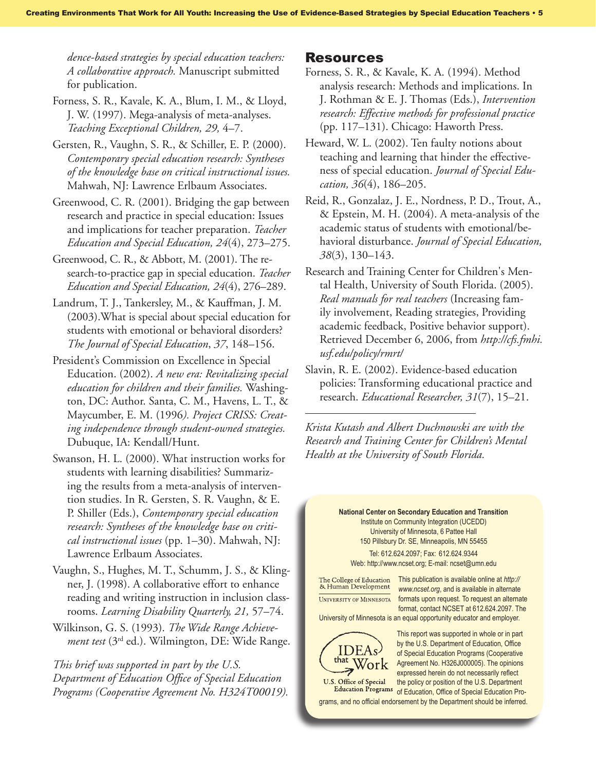*dence-based strategies by special education teachers: A collaborative approach.* Manuscript submitted for publication.

Forness, S. R., Kavale, K. A., Blum, I. M., & Lloyd, J. W. (1997). Mega-analysis of meta-analyses. *Teaching Exceptional Children, 29,* 4–7.

Gersten, R., Vaughn, S. R., & Schiller, E. P. (2000). *Contemporary special education research: Syntheses of the knowledge base on critical instructional issues.* Mahwah, NJ: Lawrence Erlbaum Associates.

Greenwood, C. R. (2001). Bridging the gap between research and practice in special education: Issues and implications for teacher preparation. *Teacher Education and Special Education, 24*(4), 273–275.

Greenwood, C. R., & Abbott, M. (2001). The research-to-practice gap in special education. *Teacher Education and Special Education, 24*(4), 276–289.

Landrum, T. J., Tankersley, M., & Kauffman, J. M. (2003).What is special about special education for students with emotional or behavioral disorders? *The Journal of Special Education*, *37*, 148–156.

President's Commission on Excellence in Special Education. (2002). *A new era: Revitalizing special education for children and their families.* Washington, DC: Author. Santa, C. M., Havens, L. T., & Maycumber, E. M. (1996*). Project CRISS: Creating independence through student-owned strategies.* Dubuque, IA: Kendall/Hunt.

Swanson, H. L. (2000). What instruction works for students with learning disabilities? Summarizing the results from a meta-analysis of intervention studies. In R. Gersten, S. R. Vaughn, & E. P. Shiller (Eds.), *Contemporary special education research: Syntheses of the knowledge base on critical instructional issues* (pp. 1–30). Mahwah, NJ: Lawrence Erlbaum Associates.

Vaughn, S., Hughes, M. T., Schumm, J. S., & Klingner, J. (1998). A collaborative effort to enhance reading and writing instruction in inclusion classrooms. *Learning Disability Quarterly, 21,* 57–74.

Wilkinson, G. S. (1993). *The Wide Range Achievement test* (3rd ed.). Wilmington, DE: Wide Range.

*This brief was supported in part by the U.S. Department of Education Office of Special Education Programs (Cooperative Agreement No. H324T00019).*

## Resources

Forness, S. R., & Kavale, K. A. (1994). Method analysis research: Methods and implications. In J. Rothman & E. J. Thomas (Eds.), *Intervention research: Effective methods for professional practice* (pp. 117–131). Chicago: Haworth Press.

Heward, W. L. (2002). Ten faulty notions about teaching and learning that hinder the effectiveness of special education. *Journal of Special Education, 36*(4), 186–205.

Reid, R., Gonzalaz, J. E., Nordness, P. D., Trout, A., & Epstein, M. H. (2004). A meta-analysis of the academic status of students with emotional/behavioral disturbance. *Journal of Special Education, 38*(3), 130–143.

Research and Training Center for Children's Mental Health, University of South Florida. (2005). *Real manuals for real teachers* (Increasing family involvement, Reading strategies, Providing academic feedback, Positive behavior support). Retrieved December 6, 2006, from *http://cfs.fmhi.usf.edu/policy/rmrt/*

Slavin, R. E. (2002). Evidence-based education policies: Transforming educational practice and research. *Educational Researcher, 31*(7), 15–21.

---

*Krista Kutash and Albert Duchnowski are with the Research and Training Center for Children's Mental Health at the University of South Florida.*

**National Center on Secondary Education and Transition**
Institute on Community Integration (UCEDD)
University of Minnesota, 6 Pattee Hall
150 Pillsbury Dr. SE, Minneapolis, MN 55455
Tel: 612.624.2097; Fax: 612.624.9344
Web: http://www.ncset.org; E-mail: ncset@umn.edu

The College of Education & Human Development
University of Minnesota

This publication is available online at *http://www.ncset.org*, and is available in alternate formats upon request. To request an alternate format, contact NCSET at 612.624.2097. The University of Minnesota is an equal opportunity educator and employer.

IDEAs that Work
U.S. Office of Special Education Programs

This report was supported in whole or in part by the U.S. Department of Education, Office of Special Education Programs (Cooperative Agreement No. H326J000005). The opinions expressed herein do not necessarily reflect the policy or position of the U.S. Department of Education, Office of Special Education Programs, and no official endorsement by the Department should be inferred.